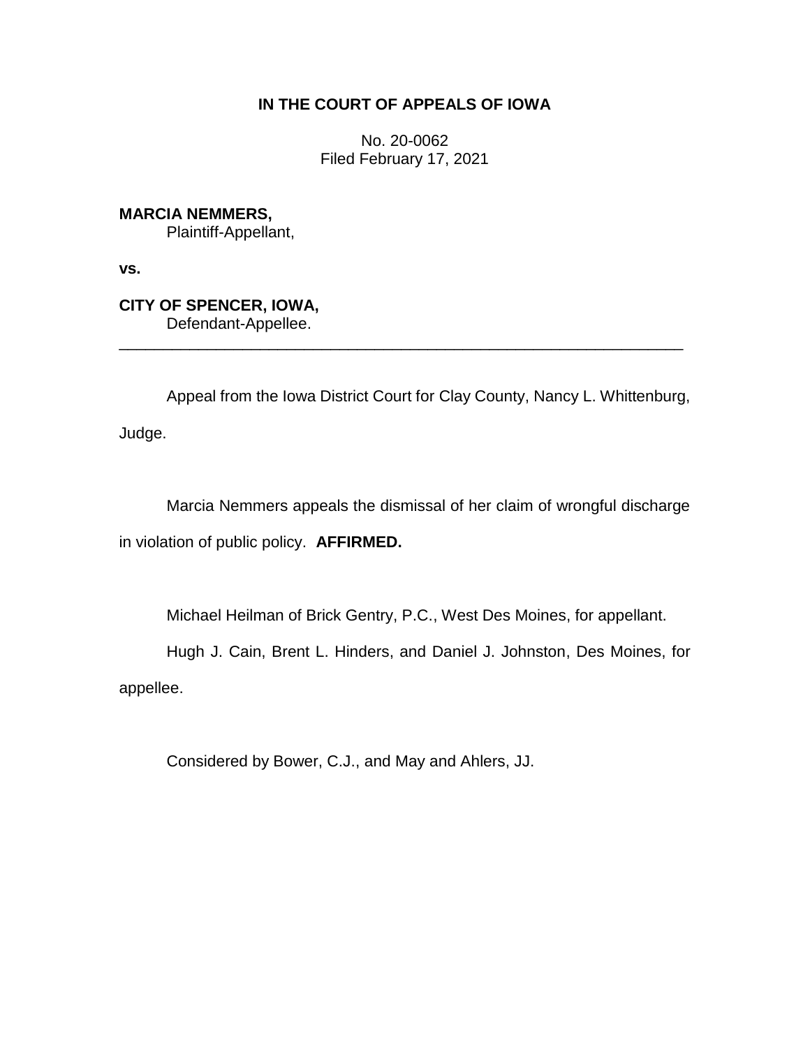# IN THE COURT OF APPEALS OF IOWA

No. 20-0062
Filed February 17, 2021

**MARCIA NEMMERS,**
Plaintiff-Appellant,

**vs.**

**CITY OF SPENCER, IOWA,**
Defendant-Appellee.

---

Appeal from the Iowa District Court for Clay County, Nancy L. Whittenburg, Judge.

Marcia Nemmers appeals the dismissal of her claim of wrongful discharge in violation of public policy. **AFFIRMED.**

Michael Heilman of Brick Gentry, P.C., West Des Moines, for appellant.

Hugh J. Cain, Brent L. Hinders, and Daniel J. Johnston, Des Moines, for appellee.

Considered by Bower, C.J., and May and Ahlers, JJ.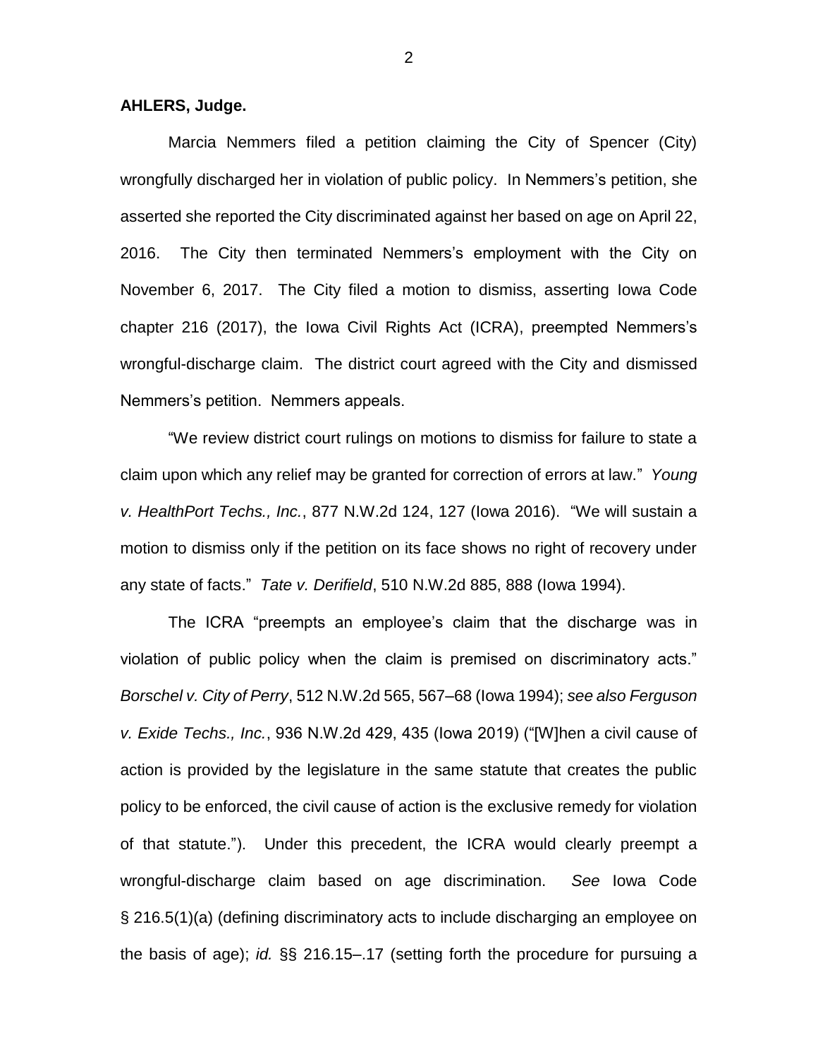**AHLERS, Judge.**

Marcia Nemmers filed a petition claiming the City of Spencer (City) wrongfully discharged her in violation of public policy. In Nemmers's petition, she asserted she reported the City discriminated against her based on age on April 22, 2016. The City then terminated Nemmers's employment with the City on November 6, 2017. The City filed a motion to dismiss, asserting Iowa Code chapter 216 (2017), the Iowa Civil Rights Act (ICRA), preempted Nemmers's wrongful-discharge claim. The district court agreed with the City and dismissed Nemmers's petition. Nemmers appeals.

"We review district court rulings on motions to dismiss for failure to state a claim upon which any relief may be granted for correction of errors at law." *Young v. HealthPort Techs., Inc.*, 877 N.W.2d 124, 127 (Iowa 2016). "We will sustain a motion to dismiss only if the petition on its face shows no right of recovery under any state of facts." *Tate v. Derifield*, 510 N.W.2d 885, 888 (Iowa 1994).

The ICRA "preempts an employee's claim that the discharge was in violation of public policy when the claim is premised on discriminatory acts." *Borschel v. City of Perry*, 512 N.W.2d 565, 567–68 (Iowa 1994); *see also Ferguson v. Exide Techs., Inc.*, 936 N.W.2d 429, 435 (Iowa 2019) ("[W]hen a civil cause of action is provided by the legislature in the same statute that creates the public policy to be enforced, the civil cause of action is the exclusive remedy for violation of that statute."). Under this precedent, the ICRA would clearly preempt a wrongful-discharge claim based on age discrimination. *See* Iowa Code § 216.5(1)(a) (defining discriminatory acts to include discharging an employee on the basis of age); *id.* §§ 216.15–.17 (setting forth the procedure for pursuing a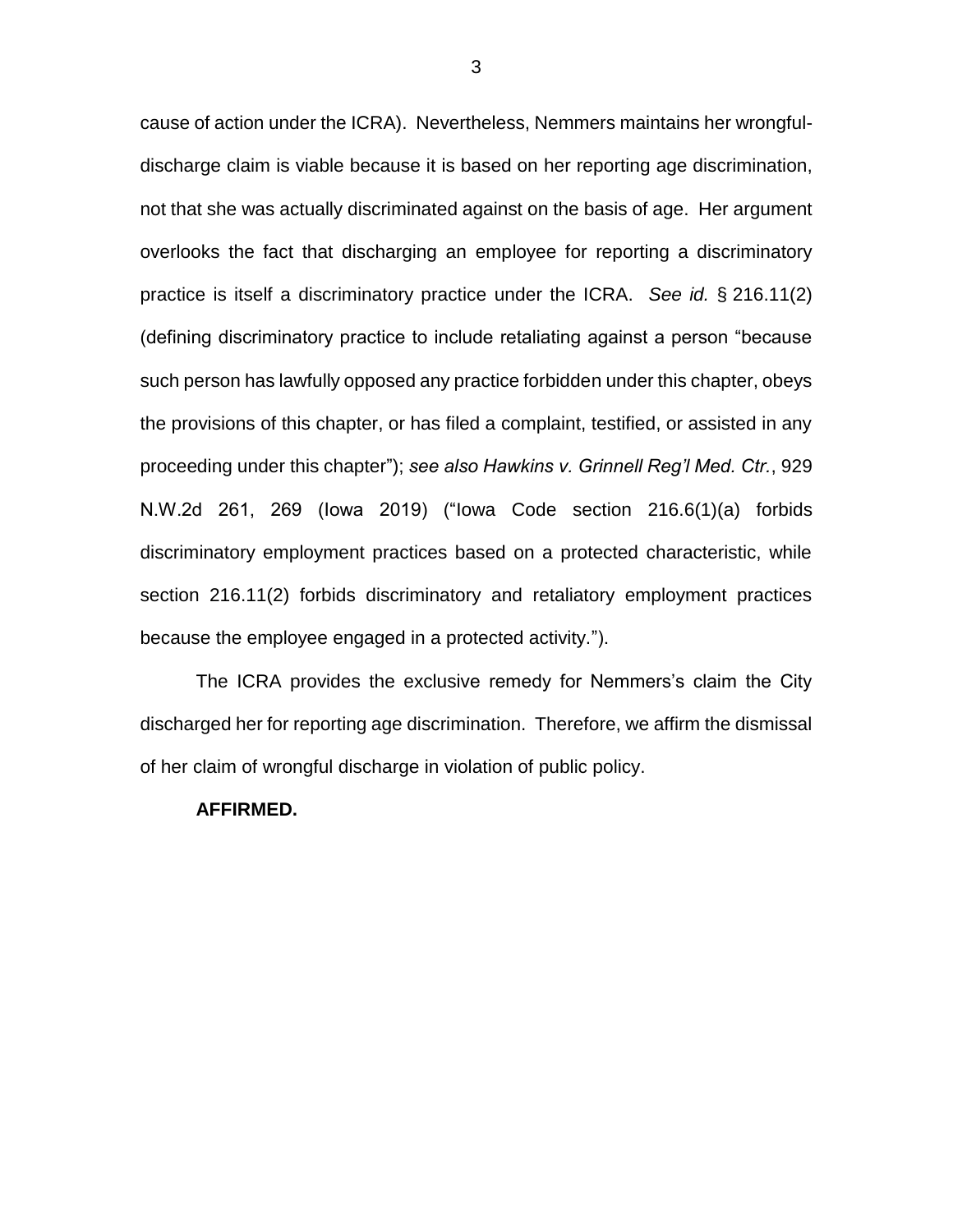cause of action under the ICRA). Nevertheless, Nemmers maintains her wrongful-discharge claim is viable because it is based on her reporting age discrimination, not that she was actually discriminated against on the basis of age. Her argument overlooks the fact that discharging an employee for reporting a discriminatory practice is itself a discriminatory practice under the ICRA. *See id.* § 216.11(2) (defining discriminatory practice to include retaliating against a person "because such person has lawfully opposed any practice forbidden under this chapter, obeys the provisions of this chapter, or has filed a complaint, testified, or assisted in any proceeding under this chapter"); *see also Hawkins v. Grinnell Reg'l Med. Ctr.*, 929 N.W.2d 261, 269 (Iowa 2019) ("Iowa Code section 216.6(1)(a) forbids discriminatory employment practices based on a protected characteristic, while section 216.11(2) forbids discriminatory and retaliatory employment practices because the employee engaged in a protected activity.").

The ICRA provides the exclusive remedy for Nemmers's claim the City discharged her for reporting age discrimination. Therefore, we affirm the dismissal of her claim of wrongful discharge in violation of public policy.

**AFFIRMED.**